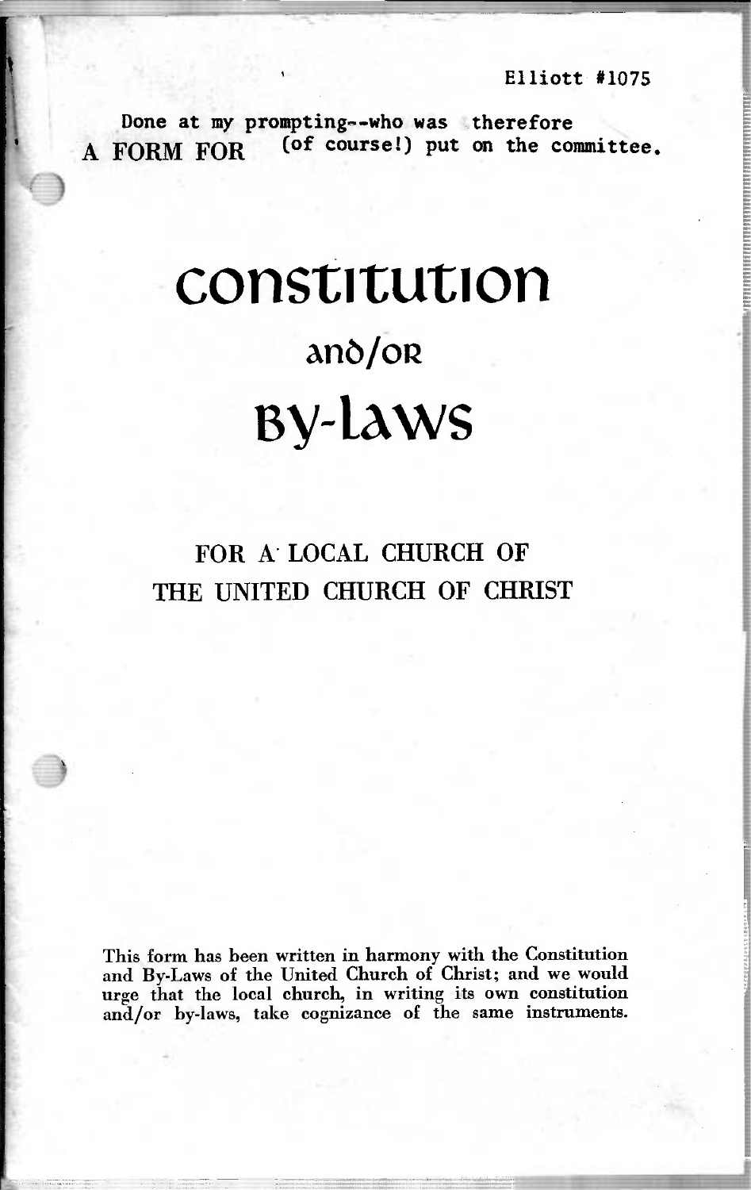Elliott #1075

Done at my prompting--who was therefore (of course!) put on the committee.

A FORM FOR

# constitution

## and/or

# By-laws

## FOR A LOCAL CHURCH OF THE UNITED CHURCH OF CHRIST

This form has been written in harmony with the Constitution and By-Laws of the United Church of Christ; and we would urge that the local church, in writing its own constitution and/or by-laws, take cognizance of the same instruments.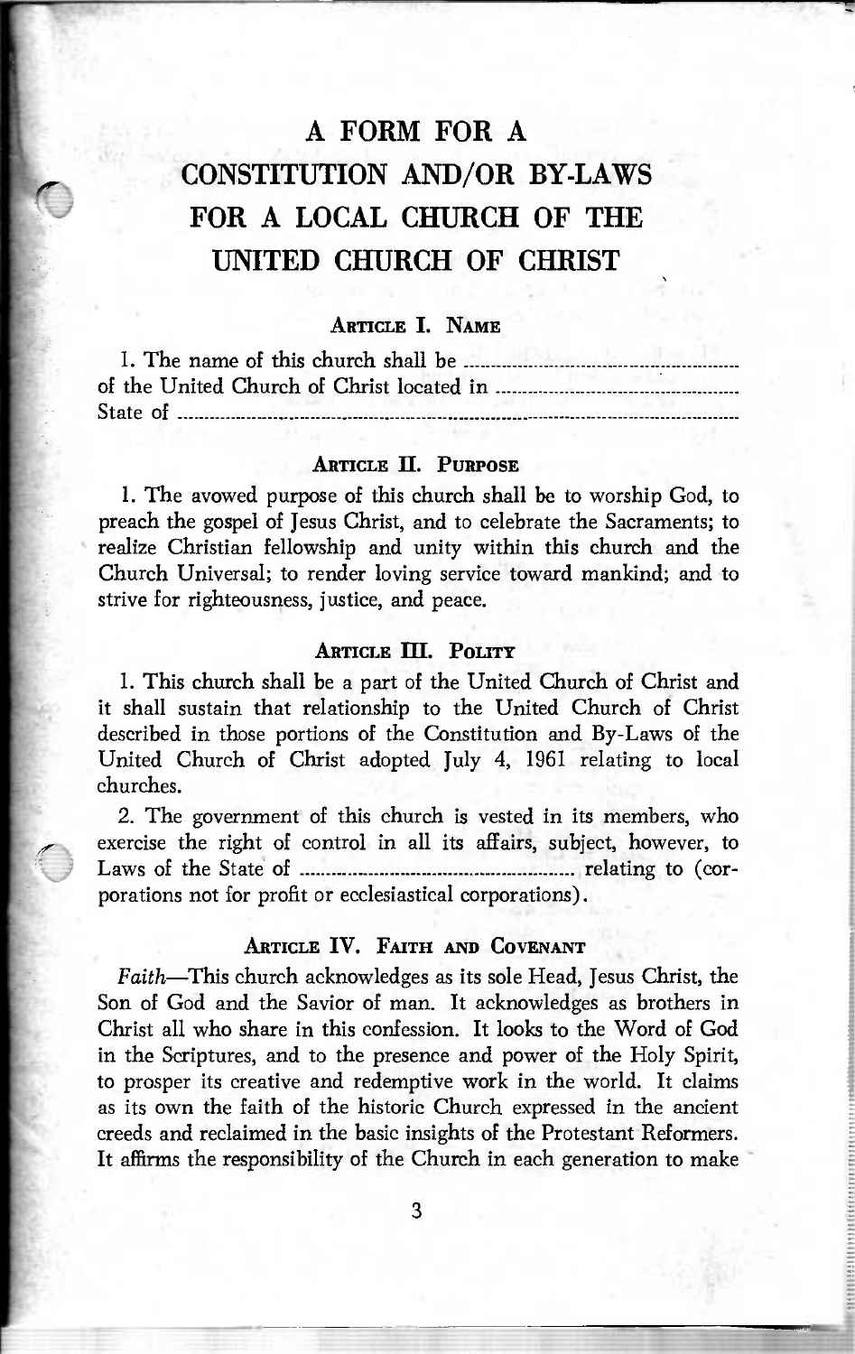# A FORM FOR A CONSTITUTION AND/OR BY-LAWS FOR A LOCAL CHURCH OF THE UNITED CHURCH OF CHRIST

## Article I. Name

1. The name of this church shall be ............................................................ of the United Church of Christ located in ............................................................ State of ............................................................

## Article II. Purpose

1. The avowed purpose of this church shall be to worship God, to preach the gospel of Jesus Christ, and to celebrate the Sacraments; to realize Christian fellowship and unity within this church and the Church Universal; to render loving service toward mankind; and to strive for righteousness, justice, and peace.

## Article III. Polity

1. This church shall be a part of the United Church of Christ and it shall sustain that relationship to the United Church of Christ described in those portions of the Constitution and By-Laws of the United Church of Christ adopted July 4, 1961 relating to local churches.

2. The government of this church is vested in its members, who exercise the right of control in all its affairs, subject, however, to Laws of the State of ............................................................ relating to (corporations not for profit or ecclesiastical corporations).

## Article IV. Faith and Covenant

*Faith*—This church acknowledges as its sole Head, Jesus Christ, the Son of God and the Savior of man. It acknowledges as brothers in Christ all who share in this confession. It looks to the Word of God in the Scriptures, and to the presence and power of the Holy Spirit, to prosper its creative and redemptive work in the world. It claims as its own the faith of the historic Church expressed in the ancient creeds and reclaimed in the basic insights of the Protestant Reformers. It affirms the responsibility of the Church in each generation to make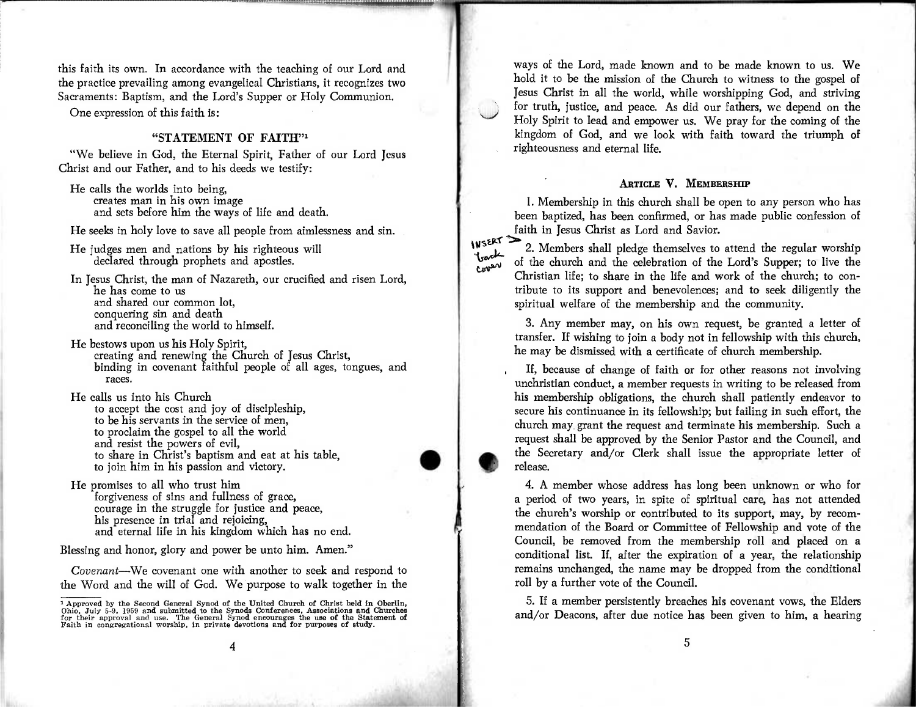this faith its own. In accordance with the teaching of our Lord and the practice prevailing among evangelical Christians, it recognizes two Sacraments: Baptism, and the Lord's Supper or Holy Communion.

One expression of this faith is:

### "STATEMENT OF FAITH"[1]

"We believe in God, the Eternal Spirit, Father of our Lord Jesus Christ and our Father, and to his deeds we testify:

He calls the worlds into being,
creates man in his own image
and sets before him the ways of life and death.

He seeks in holy love to save all people from aimlessness and sin.

He judges men and nations by his righteous will
declared through prophets and apostles.

In Jesus Christ, the man of Nazareth, our crucified and risen Lord,
he has come to us
and shared our common lot,
conquering sin and death
and reconciling the world to himself.

He bestows upon us his Holy Spirit,
creating and renewing the Church of Jesus Christ,
binding in covenant faithful people of all ages, tongues, and races.

He calls us into his Church
to accept the cost and joy of discipleship,
to be his servants in the service of men,
to proclaim the gospel to all the world
and resist the powers of evil,
to share in Christ's baptism and eat at his table,
to join him in his passion and victory.

He promises to all who trust him
forgiveness of sins and fullness of grace,
courage in the struggle for justice and peace,
his presence in trial and rejoicing,
and eternal life in his kingdom which has no end.

Blessing and honor, glory and power be unto him. Amen."

*Covenant*—We covenant one with another to seek and respond to the Word and the will of God. We purpose to walk together in the ways of the Lord, made known and to be made known to us. We hold it to be the mission of the Church to witness to the gospel of Jesus Christ in all the world, while worshipping God, and striving for truth, justice, and peace. As did our fathers, we depend on the Holy Spirit to lead and empower us. We pray for the coming of the kingdom of God, and we look with faith toward the triumph of righteousness and eternal life.

[1] Approved by the Second General Synod of the United Church of Christ held in Oberlin, Ohio, July 5-9, 1959 and submitted to the Synods Conferences, Associations and Churches for their approval and use. The General Synod encourages the use of the Statement of Faith in congregational worship, in private devotions and for purposes of study.

## ARTICLE V. MEMBERSHIP

1. Membership in this church shall be open to any person who has been baptized, has been confirmed, or has made public confession of faith in Jesus Christ as Lord and Savior.

INSERT → back cover

2. Members shall pledge themselves to attend the regular worship of the church and the celebration of the Lord's Supper; to live the Christian life; to share in the life and work of the church; to contribute to its support and benevolences; and to seek diligently the spiritual welfare of the membership and the community.

3. Any member may, on his own request, be granted a letter of transfer. If wishing to join a body not in fellowship with this church, he may be dismissed with a certificate of church membership.

If, because of change of faith or for other reasons not involving unchristian conduct, a member requests in writing to be released from his membership obligations, the church shall patiently endeavor to secure his continuance in its fellowship; but failing in such effort, the church may grant the request and terminate his membership. Such a request shall be approved by the Senior Pastor and the Council, and the Secretary and/or Clerk shall issue the appropriate letter of release.

4. A member whose address has long been unknown or who for a period of two years, in spite of spiritual care, has not attended the church's worship or contributed to its support, may, by recommendation of the Board or Committee of Fellowship and vote of the Council, be removed from the membership roll and placed on a conditional list. If, after the expiration of a year, the relationship remains unchanged, the name may be dropped from the conditional roll by a further vote of the Council.

5. If a member persistently breaches his covenant vows, the Elders and/or Deacons, after due notice has been given to him, a hearing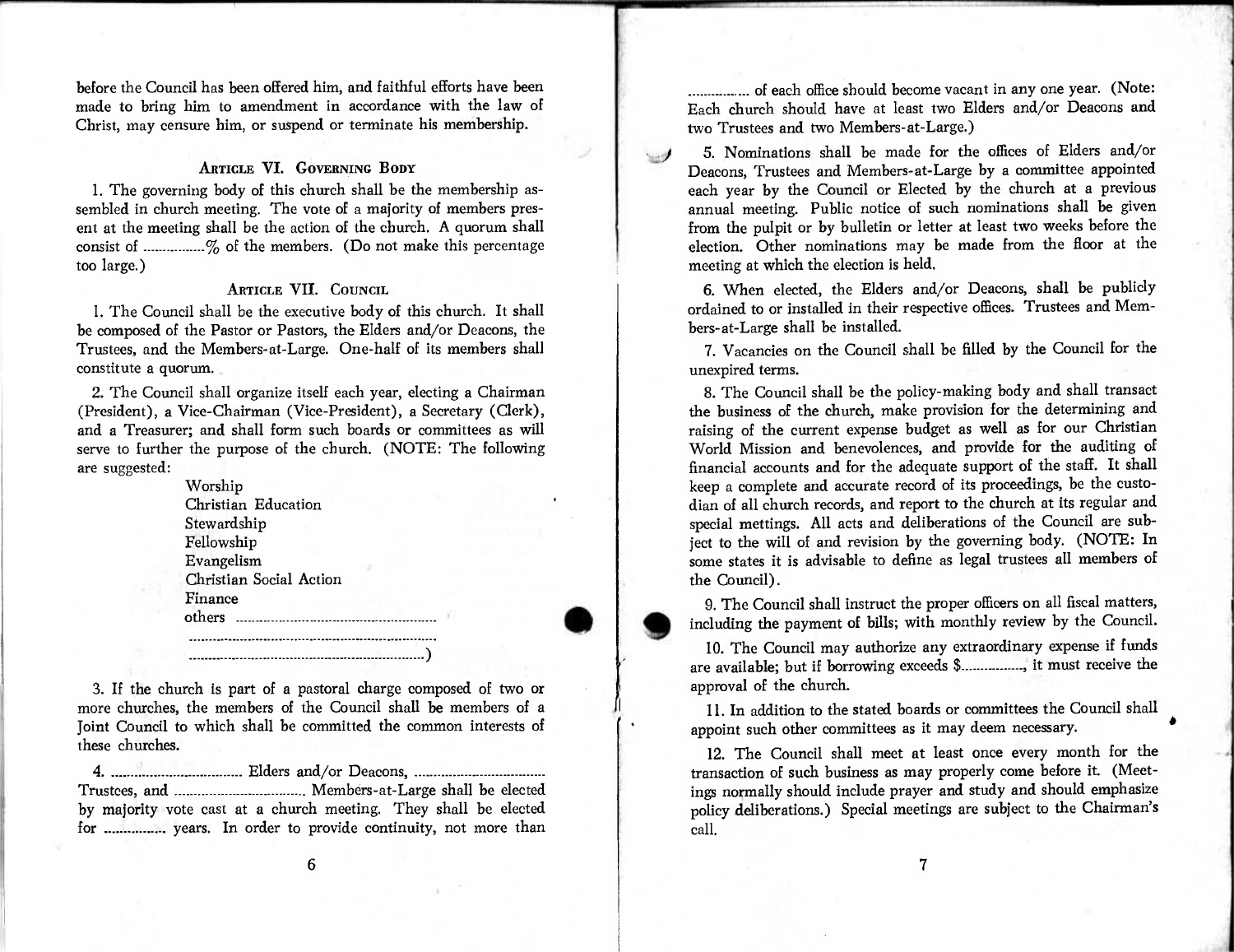before the Council has been offered him, and faithful efforts have been made to bring him to amendment in accordance with the law of Christ, may censure him, or suspend or terminate his membership.

### Article VI. Governing Body

1. The governing body of this church shall be the membership assembled in church meeting. The vote of a majority of members present at the meeting shall be the action of the church. A quorum shall consist of ................% of the members. (Do not make this percentage too large.)

### Article VII. Council

1. The Council shall be the executive body of this church. It shall be composed of the Pastor or Pastors, the Elders and/or Deacons, the Trustees, and the Members-at-Large. One-half of its members shall constitute a quorum.

2. The Council shall organize itself each year, electing a Chairman (President), a Vice-Chairman (Vice-President), a Secretary (Clerk), and a Treasurer; and shall form such boards or committees as will serve to further the purpose of the church. (NOTE: The following are suggested:

   Worship
   Christian Education
   Stewardship
   Fellowship
   Evangelism
   Christian Social Action
   Finance
   others ..........................................................
   ..........................................................................
   ..........................................................................)

3. If the church is part of a pastoral charge composed of two or more churches, the members of the Council shall be members of a Joint Council to which shall be committed the common interests of these churches.

4. ................................... Elders and/or Deacons, ................................... Trustees, and ................................... Members-at-Large shall be elected by majority vote cast at a church meeting. They shall be elected for ................ years. In order to provide continuity, not more than ................ of each office should become vacant in any one year. (Note: Each church should have at least two Elders and/or Deacons and two Trustees and two Members-at-Large.)

5. Nominations shall be made for the offices of Elders and/or Deacons, Trustees and Members-at-Large by a committee appointed each year by the Council or Elected by the church at a previous annual meeting. Public notice of such nominations shall be given from the pulpit or by bulletin or letter at least two weeks before the election. Other nominations may be made from the floor at the meeting at which the election is held.

6. When elected, the Elders and/or Deacons, shall be publicly ordained to or installed in their respective offices. Trustees and Members-at-Large shall be installed.

7. Vacancies on the Council shall be filled by the Council for the unexpired terms.

8. The Council shall be the policy-making body and shall transact the business of the church, make provision for the determining and raising of the current expense budget as well as for our Christian World Mission and benevolences, and provide for the auditing of financial accounts and for the adequate support of the staff. It shall keep a complete and accurate record of its proceedings, be the custodian of all church records, and report to the church at its regular and special mettings. All acts and deliberations of the Council are subject to the will of and revision by the governing body. (NOTE: In some states it is advisable to define as legal trustees all members of the Council).

9. The Council shall instruct the proper officers on all fiscal matters, including the payment of bills; with monthly review by the Council.

10. The Council may authorize any extraordinary expense if funds are available; but if borrowing exceeds $................, it must receive the approval of the church.

11. In addition to the stated boards or committees the Council shall appoint such other committees as it may deem necessary.

12. The Council shall meet at least once every month for the transaction of such business as may properly come before it. (Meetings normally should include prayer and study and should emphasize policy deliberations.) Special meetings are subject to the Chairman's call.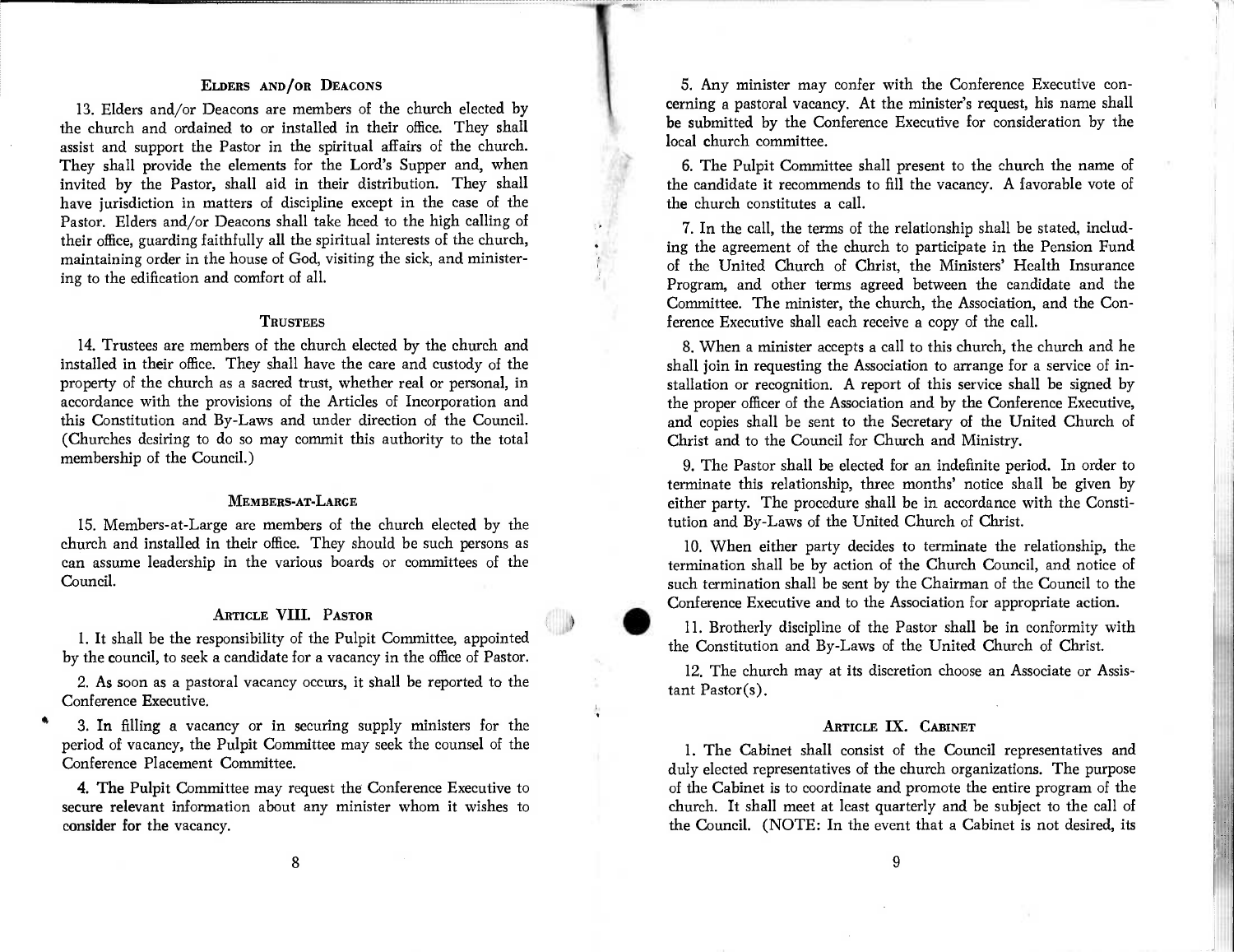### Elders and/or Deacons

13. Elders and/or Deacons are members of the church elected by the church and ordained to or installed in their office. They shall assist and support the Pastor in the spiritual affairs of the church. They shall provide the elements for the Lord's Supper and, when invited by the Pastor, shall aid in their distribution. They shall have jurisdiction in matters of discipline except in the case of the Pastor. Elders and/or Deacons shall take heed to the high calling of their office, guarding faithfully all the spiritual interests of the church, maintaining order in the house of God, visiting the sick, and ministering to the edification and comfort of all.

### Trustees

14. Trustees are members of the church elected by the church and installed in their office. They shall have the care and custody of the property of the church as a sacred trust, whether real or personal, in accordance with the provisions of the Articles of Incorporation and this Constitution and By-Laws and under direction of the Council. (Churches desiring to do so may commit this authority to the total membership of the Council.)

### Members-at-Large

15. Members-at-Large are members of the church elected by the church and installed in their office. They should be such persons as can assume leadership in the various boards or committees of the Council.

## Article VIII. Pastor

1. It shall be the responsibility of the Pulpit Committee, appointed by the council, to seek a candidate for a vacancy in the office of Pastor.

2. As soon as a pastoral vacancy occurs, it shall be reported to the Conference Executive.

3. In filling a vacancy or in securing supply ministers for the period of vacancy, the Pulpit Committee may seek the counsel of the Conference Placement Committee.

4. The Pulpit Committee may request the Conference Executive to secure relevant information about any minister whom it wishes to consider for the vacancy.

5. Any minister may confer with the Conference Executive concerning a pastoral vacancy. At the minister's request, his name shall be submitted by the Conference Executive for consideration by the local church committee.

6. The Pulpit Committee shall present to the church the name of the candidate it recommends to fill the vacancy. A favorable vote of the church constitutes a call.

7. In the call, the terms of the relationship shall be stated, including the agreement of the church to participate in the Pension Fund of the United Church of Christ, the Ministers' Health Insurance Program, and other terms agreed between the candidate and the Committee. The minister, the church, the Association, and the Conference Executive shall each receive a copy of the call.

8. When a minister accepts a call to this church, the church and he shall join in requesting the Association to arrange for a service of installation or recognition. A report of this service shall be signed by the proper officer of the Association and by the Conference Executive, and copies shall be sent to the Secretary of the United Church of Christ and to the Council for Church and Ministry.

9. The Pastor shall be elected for an indefinite period. In order to terminate this relationship, three months' notice shall be given by either party. The procedure shall be in accordance with the Constitution and By-Laws of the United Church of Christ.

10. When either party decides to terminate the relationship, the termination shall be by action of the Church Council, and notice of such termination shall be sent by the Chairman of the Council to the Conference Executive and to the Association for appropriate action.

11. Brotherly discipline of the Pastor shall be in conformity with the Constitution and By-Laws of the United Church of Christ.

12. The church may at its discretion choose an Associate or Assistant Pastor(s).

## Article IX. Cabinet

1. The Cabinet shall consist of the Council representatives and duly elected representatives of the church organizations. The purpose of the Cabinet is to coordinate and promote the entire program of the church. It shall meet at least quarterly and be subject to the call of the Council. (NOTE: In the event that a Cabinet is not desired, its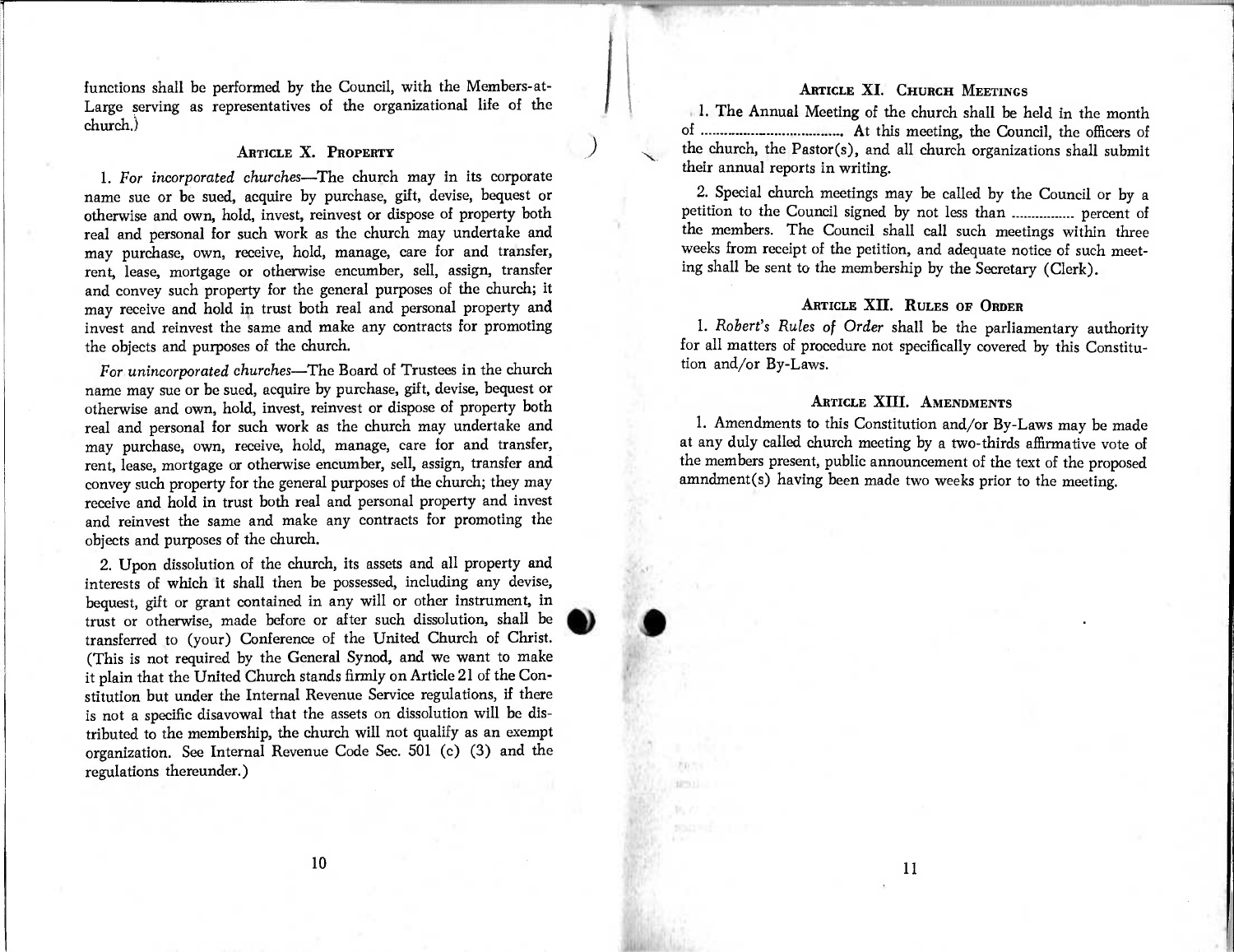functions shall be performed by the Council, with the Members-at-Large serving as representatives of the organizational life of the church.)

## Article X. Property

1. *For incorporated churches*—The church may in its corporate name sue or be sued, acquire by purchase, gift, devise, bequest or otherwise and own, hold, invest, reinvest or dispose of property both real and personal for such work as the church may undertake and may purchase, own, receive, hold, manage, care for and transfer, rent, lease, mortgage or otherwise encumber, sell, assign, transfer and convey such property for the general purposes of the church; it may receive and hold in trust both real and personal property and invest and reinvest the same and make any contracts for promoting the objects and purposes of the church.

*For unincorporated churches*—The Board of Trustees in the church name may sue or be sued, acquire by purchase, gift, devise, bequest or otherwise and own, hold, invest, reinvest or dispose of property both real and personal for such work as the church may undertake and may purchase, own, receive, hold, manage, care for and transfer, rent, lease, mortgage or otherwise encumber, sell, assign, transfer and convey such property for the general purposes of the church; they may receive and hold in trust both real and personal property and invest and reinvest the same and make any contracts for promoting the objects and purposes of the church.

2. Upon dissolution of the church, its assets and all property and interests of which it shall then be possessed, including any devise, bequest, gift or grant contained in any will or other instrument, in trust or otherwise, made before or after such dissolution, shall be transferred to (your) Conference of the United Church of Christ. (This is not required by the General Synod, and we want to make it plain that the United Church stands firmly on Article 21 of the Constitution but under the Internal Revenue Service regulations, if there is not a specific disavowal that the assets on dissolution will be distributed to the membership, the church will not qualify as an exempt organization. See Internal Revenue Code Sec. 501 (c) (3) and the regulations thereunder.)

## Article XI. Church Meetings

1. The Annual Meeting of the church shall be held in the month of .................................... At this meeting, the Council, the officers of the church, the Pastor(s), and all church organizations shall submit their annual reports in writing.

2. Special church meetings may be called by the Council or by a petition to the Council signed by not less than ................ percent of the members. The Council shall call such meetings within three weeks from receipt of the petition, and adequate notice of such meeting shall be sent to the membership by the Secretary (Clerk).

## Article XII. Rules of Order

1. *Robert's Rules of Order* shall be the parliamentary authority for all matters of procedure not specifically covered by this Constitution and/or By-Laws.

## Article XIII. Amendments

1. Amendments to this Constitution and/or By-Laws may be made at any duly called church meeting by a two-thirds affirmative vote of the members present, public announcement of the text of the proposed amndment(s) having been made two weeks prior to the meeting.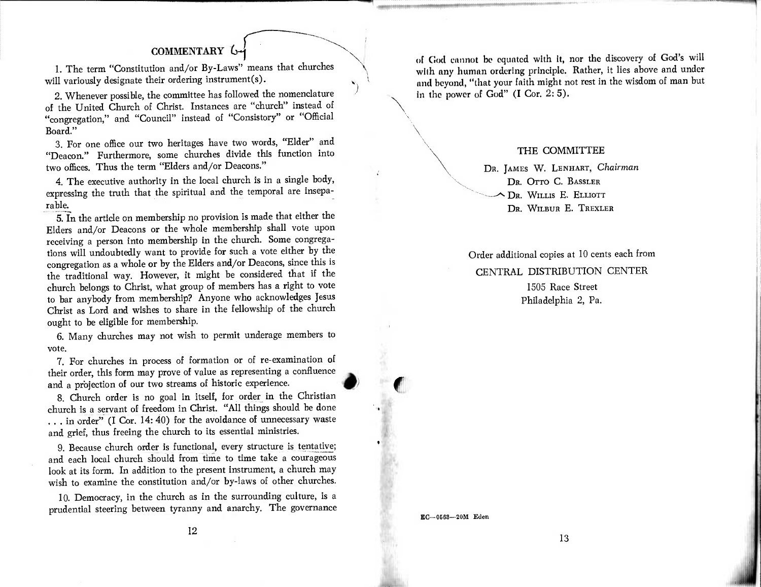## COMMENTARY

1. The term "Constitution and/or By-Laws" means that churches will variously designate their ordering instrument(s).

2. Whenever possible, the committee has followed the nomenclature of the United Church of Christ. Instances are "church" instead of "congregation," and "Council" instead of "Consistory" or "Official Board."

3. For one office our two heritages have two words, "Elder" and "Deacon." Furthermore, some churches divide this function into two offices. Thus the term "Elders and/or Deacons."

4. The executive authority in the local church is in a single body, expressing the truth that the spiritual and the temporal are inseparable.

5. In the article on membership no provision is made that either the Elders and/or Deacons or the whole membership shall vote upon receiving a person into membership in the church. Some congregations will undoubtedly want to provide for such a vote either by the congregation as a whole or by the Elders and/or Deacons, since this is the traditional way. However, it might be considered that if the church belongs to Christ, what group of members has a right to vote to bar anybody from membership? Anyone who acknowledges Jesus Christ as Lord and wishes to share in the fellowship of the church ought to be eligible for membership.

6. Many churches may not wish to permit underage members to vote.

7. For churches in process of formation or of re-examination of their order, this form may prove of value as representing a confluence and a projection of our two streams of historic experience.

8. Church order is no goal in itself, for order in the Christian church is a servant of freedom in Christ. "All things should be done . . . in order" (I Cor. 14: 40) for the avoidance of unnecessary waste and grief, thus freeing the church to its essential ministries.

9. Because church order is functional, every structure is tentative; and each local church should from time to time take a courageous look at its form. In addition to the present instrument, a church may wish to examine the constitution and/or by-laws of other churches.

10. Democracy, in the church as in the surrounding culture, is a prudential steering between tyranny and anarchy. The governance of God cannot be equated with it, nor the discovery of God's will with any human ordering principle. Rather, it lies above and under and beyond, "that your faith might not rest in the wisdom of man but in the power of God" (I Cor. 2: 5).

### THE COMMITTEE

Dr. James W. Lenhart, *Chairman*
Dr. Otto C. Bassler
Dr. Willis E. Elliott
Dr. Wilbur E. Trexler

Order additional copies at 10 cents each from

CENTRAL DISTRIBUTION CENTER
1505 Race Street
Philadelphia 2, Pa.

EC—0563—20M Eden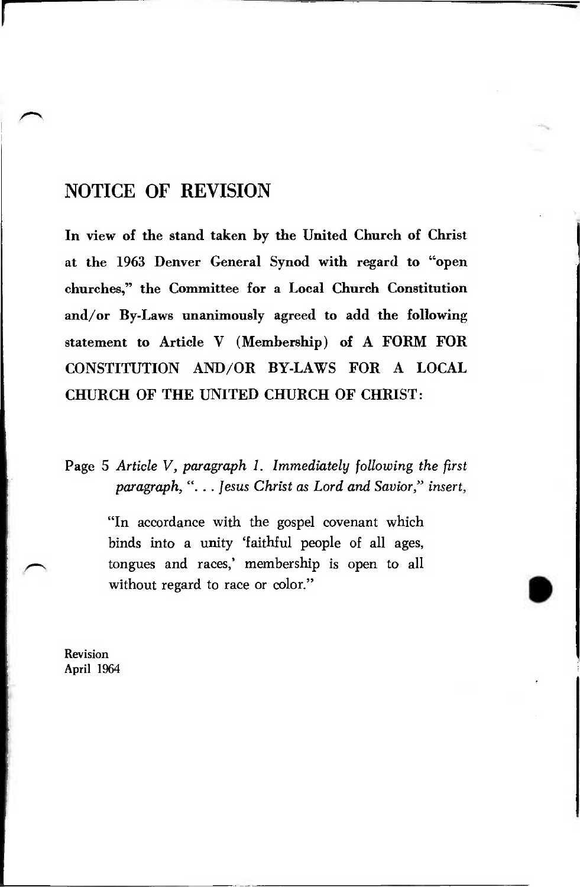## NOTICE OF REVISION

**In view of the stand taken by the United Church of Christ at the 1963 Denver General Synod with regard to "open churches," the Committee for a Local Church Constitution and/or By-Laws unanimously agreed to add the following statement to Article V (Membership) of A FORM FOR CONSTITUTION AND/OR BY-LAWS FOR A LOCAL CHURCH OF THE UNITED CHURCH OF CHRIST:**

Page 5 *Article V, paragraph 1. Immediately following the first paragraph, ". . . Jesus Christ as Lord and Savior," insert,*

> "In accordance with the gospel covenant which binds into a unity 'faithful people of all ages, tongues and races,' membership is open to all without regard to race or color."

Revision
April 1964